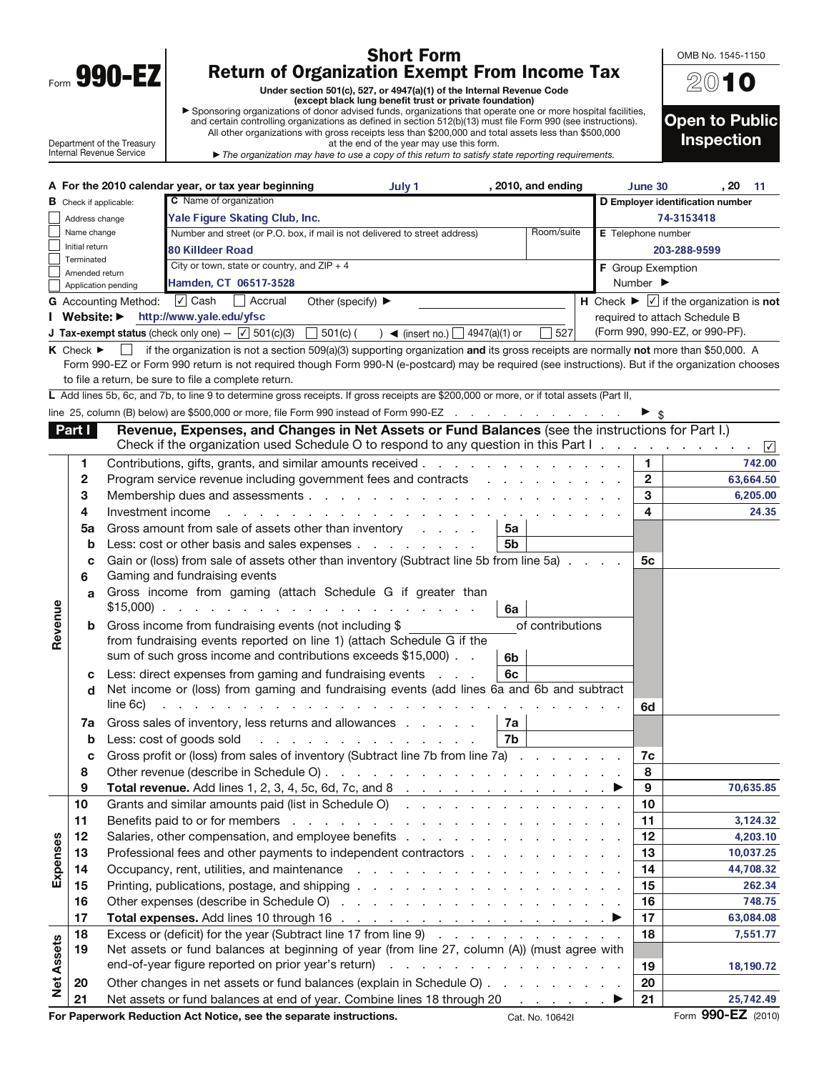Form **990-EZ**

Department of the Treasury
Internal Revenue Service

# Short Form
# Return of Organization Exempt From Income Tax

**Under section 501(c), 527, or 4947(a)(1) of the Internal Revenue Code**
**(except black lung benefit trust or private foundation)**

▶ Sponsoring organizations of donor advised funds, organizations that operate one or more hospital facilities, and certain controlling organizations as defined in section 512(b)(13) must file Form 990 (see instructions). All other organizations with gross receipts less than $200,000 and total assets less than $500,000 at the end of the year may use this form.

▶ *The organization may have to use a copy of this return to satisfy state reporting requirements.*

OMB No. 1545-1150

**2010**

**Open to Public Inspection**

**A For the 2010 calendar year, or tax year beginning** July 1 , 2010, and ending June 30 , 20 11

**B** Check if applicable:
- ☐ Address change
- ☐ Name change
- ☐ Initial return
- ☐ Terminated
- ☐ Amended return
- ☐ Application pending

**C** Name of organization: Yale Figure Skating Club, Inc.

Number and street (or P.O. box, if mail is not delivered to street address): 80 Killdeer Road | Room/suite:

City or town, state or country, and ZIP + 4: Hamden, CT 06517-3528

**D Employer identification number:** 74-3153418

**E** Telephone number: 203-288-9599

**F** Group Exemption Number ▶

**G** Accounting Method: ☑ Cash ☐ Accrual Other (specify) ▶

**H** Check ▶ ☑ if the organization is **not** required to attach Schedule B (Form 990, 990-EZ, or 990-PF).

**I Website: ▶** http://www.yale.edu/yfsc

**J Tax-exempt status** (check only one) — ☑ 501(c)(3) ☐ 501(c) ( ) ◀ (insert no.) ☐ 4947(a)(1) or ☐ 527

**K** Check ▶ ☐ if the organization is not a section 509(a)(3) supporting organization **and** its gross receipts are normally **not** more than $50,000. A Form 990-EZ or Form 990 return is not required though Form 990-N (e-postcard) may be required (see instructions). But if the organization chooses to file a return, be sure to file a complete return.

**L** Add lines 5b, 6c, and 7b, to line 9 to determine gross receipts. If gross receipts are $200,000 or more, or if total assets (Part II, line 25, column (B) below) are $500,000 or more, file Form 990 instead of Form 990-EZ ▶ $

## Part I — Revenue, Expenses, and Changes in Net Assets or Fund Balances (see the instructions for Part I.)

Check if the organization used Schedule O to respond to any question in this Part I ☑

| Section | Line | Description | Sub-line | Sub-amount | Line | Amount |
|---|---|---|---|---|---|---|
| Revenue | 1 | Contributions, gifts, grants, and similar amounts received | | | 1 | 742.00 |
| | 2 | Program service revenue including government fees and contracts | | | 2 | 63,664.50 |
| | 3 | Membership dues and assessments | | | 3 | 6,205.00 |
| | 4 | Investment income | | | 4 | 24.35 |
| | 5a | Gross amount from sale of assets other than inventory | 5a | | | |
| | b | Less: cost or other basis and sales expenses | 5b | | | |
| | c | Gain or (loss) from sale of assets other than inventory (Subtract line 5b from line 5a) | | | 5c | |
| | 6 | Gaming and fundraising events | | | | |
| | a | Gross income from gaming (attach Schedule G if greater than $15,000) | 6a | | | |
| | b | Gross income from fundraising events (not including $ of contributions from fundraising events reported on line 1) (attach Schedule G if the sum of such gross income and contributions exceeds $15,000) | 6b | | | |
| | c | Less: direct expenses from gaming and fundraising events | 6c | | | |
| | d | Net income or (loss) from gaming and fundraising events (add lines 6a and 6b and subtract line 6c) | | | 6d | |
| | 7a | Gross sales of inventory, less returns and allowances | 7a | | | |
| | b | Less: cost of goods sold | 7b | | | |
| | c | Gross profit or (loss) from sales of inventory (Subtract line 7b from line 7a) | | | 7c | |
| | 8 | Other revenue (describe in Schedule O) | | | 8 | |
| | 9 | **Total revenue.** Add lines 1, 2, 3, 4, 5c, 6d, 7c, and 8 ▶ | | | 9 | 70,635.85 |
| Expenses | 10 | Grants and similar amounts paid (list in Schedule O) | | | 10 | |
| | 11 | Benefits paid to or for members | | | 11 | 3,124.32 |
| | 12 | Salaries, other compensation, and employee benefits | | | 12 | 4,203.10 |
| | 13 | Professional fees and other payments to independent contractors | | | 13 | 10,037.25 |
| | 14 | Occupancy, rent, utilities, and maintenance | | | 14 | 44,708.32 |
| | 15 | Printing, publications, postage, and shipping | | | 15 | 262.34 |
| | 16 | Other expenses (describe in Schedule O) | | | 16 | 748.75 |
| | 17 | **Total expenses.** Add lines 10 through 16 ▶ | | | 17 | 63,084.08 |
| Net Assets | 18 | Excess or (deficit) for the year (Subtract line 17 from line 9) | | | 18 | 7,551.77 |
| | 19 | Net assets or fund balances at beginning of year (from line 27, column (A)) (must agree with end-of-year figure reported on prior year's return) | | | 19 | 18,190.72 |
| | 20 | Other changes in net assets or fund balances (explain in Schedule O) | | | 20 | |
| | 21 | Net assets or fund balances at end of year. Combine lines 18 through 20 ▶ | | | 21 | 25,742.49 |

**For Paperwork Reduction Act Notice, see the separate instructions.** Cat. No. 10642I Form **990-EZ** (2010)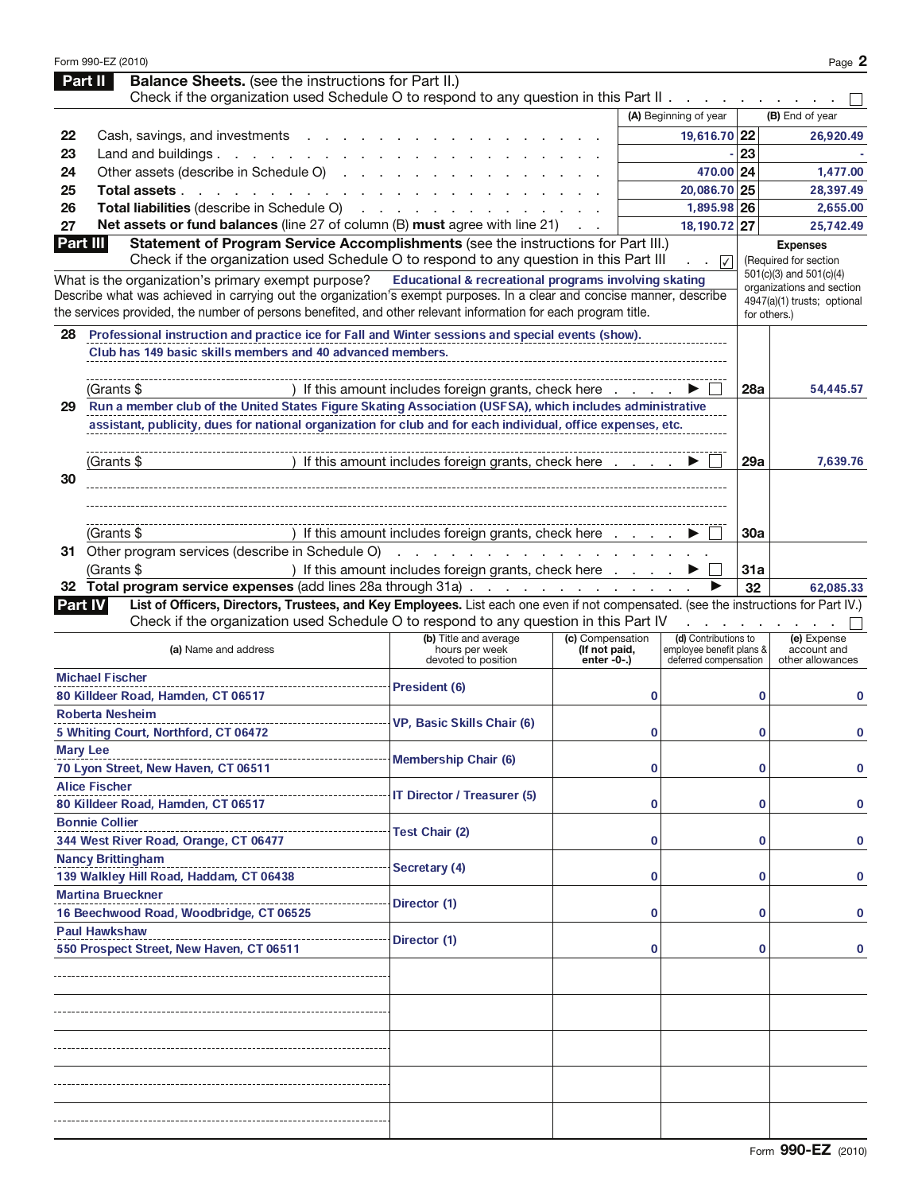## Part II Balance Sheets. (see the instructions for Part II.)

Check if the organization used Schedule O to respond to any question in this Part II . . . . . . . . . . . ☐

| | | (A) Beginning of year | | (B) End of year |
|---|---|---|---|---|
| 22 | Cash, savings, and investments | 19,616.70 | 22 | 26,920.49 |
| 23 | Land and buildings | - | 23 | - |
| 24 | Other assets (describe in Schedule O) | 470.00 | 24 | 1,477.00 |
| 25 | **Total assets** | 20,086.70 | 25 | 28,397.49 |
| 26 | **Total liabilities** (describe in Schedule O) | 1,895.98 | 26 | 2,655.00 |
| 27 | **Net assets or fund balances** (line 27 of column (B) **must** agree with line 21) | 18,190.72 | 27 | 25,742.49 |

## Part III Statement of Program Service Accomplishments (see the instructions for Part III.)

Check if the organization used Schedule O to respond to any question in this Part III . . ☑

**Expenses** (Required for section 501(c)(3) and 501(c)(4) organizations and section 4947(a)(1) trusts; optional for others.)

What is the organization's primary exempt purpose? Educational & recreational programs involving skating

Describe what was achieved in carrying out the organization's exempt purposes. In a clear and concise manner, describe the services provided, the number of persons benefited, and other relevant information for each program title.

| | | | |
|---|---|---|---|
| 28 | Professional instruction and practice ice for Fall and Winter sessions and special events (show). Club has 149 basic skills members and 40 advanced members.<br>(Grants $ ) If this amount includes foreign grants, check here ☐ | 28a | 54,445.57 |
| 29 | Run a member club of the United States Figure Skating Association (USFSA), which includes administrative assistant, publicity, dues for national organization for club and for each individual, office expenses, etc.<br>(Grants $ ) If this amount includes foreign grants, check here ☐ | 29a | 7,639.76 |
| 30 | (Grants $ ) If this amount includes foreign grants, check here ☐ | 30a | |
| 31 | Other program services (describe in Schedule O)<br>(Grants $ ) If this amount includes foreign grants, check here ☐ | 31a | |
| 32 | **Total program service expenses** (add lines 28a through 31a) | 32 | 62,085.33 |

## Part IV List of Officers, Directors, Trustees, and Key Employees. 

List each one even if not compensated. (see the instructions for Part IV.)

Check if the organization used Schedule O to respond to any question in this Part IV . . . . . . . . . ☐

| (a) Name and address | (b) Title and average hours per week devoted to position | (c) Compensation (If not paid, enter -0-.) | (d) Contributions to employee benefit plans & deferred compensation | (e) Expense account and other allowances |
|---|---|---|---|---|
| Michael Fischer<br>80 Killdeer Road, Hamden, CT 06517 | President (6) | 0 | 0 | 0 |
| Roberta Nesheim<br>5 Whiting Court, Northford, CT 06472 | VP, Basic Skills Chair (6) | 0 | 0 | 0 |
| Mary Lee<br>70 Lyon Street, New Haven, CT 06511 | Membership Chair (6) | 0 | 0 | 0 |
| Alice Fischer<br>80 Killdeer Road, Hamden, CT 06517 | IT Director / Treasurer (5) | 0 | 0 | 0 |
| Bonnie Collier<br>344 West River Road, Orange, CT 06477 | Test Chair (2) | 0 | 0 | 0 |
| Nancy Brittingham<br>139 Walkley Hill Road, Haddam, CT 06438 | Secretary (4) | 0 | 0 | 0 |
| Martina Brueckner<br>16 Beechwood Road, Woodbridge, CT 06525 | Director (1) | 0 | 0 | 0 |
| Paul Hawkshaw<br>550 Prospect Street, New Haven, CT 06511 | Director (1) | 0 | 0 | 0 |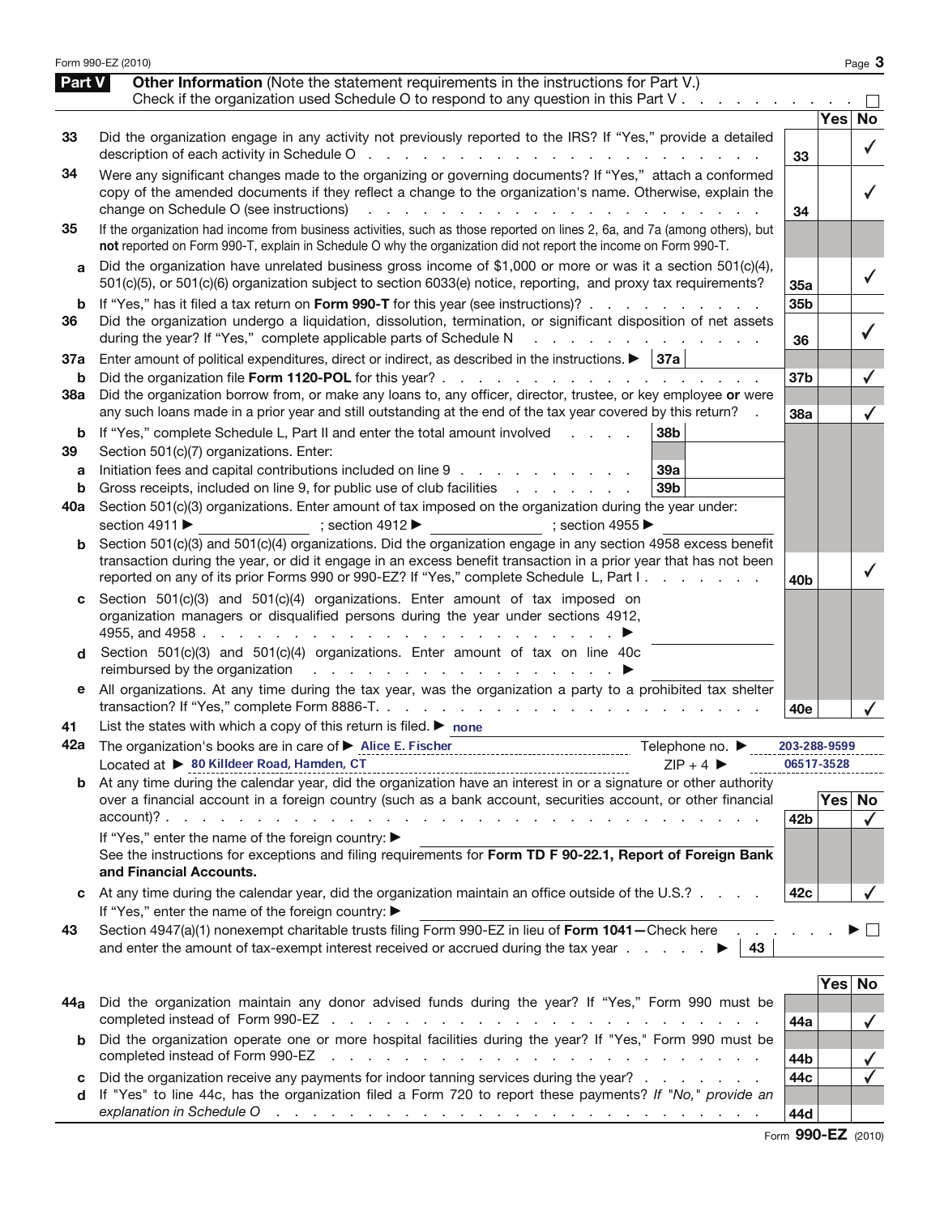Form 990-EZ (2010)

## Part V — Other Information (Note the statement requirements in the instructions for Part V.)

Check if the organization used Schedule O to respond to any question in this Part V . . . ☐

| | | Line | Yes | No |
|---|---|---|---|---|
| 33 | Did the organization engage in any activity not previously reported to the IRS? If "Yes," provide a detailed description of each activity in Schedule O | 33 | | ✓ |
| 34 | Were any significant changes made to the organizing or governing documents? If "Yes," attach a conformed copy of the amended documents if they reflect a change to the organization's name. Otherwise, explain the change on Schedule O (see instructions) | 34 | | ✓ |
| 35 | If the organization had income from business activities, such as those reported on lines 2, 6a, and 7a (among others), but **not** reported on Form 990-T, explain in Schedule O why the organization did not report the income on Form 990-T. | | | |
| a | Did the organization have unrelated business gross income of $1,000 or more or was it a section 501(c)(4), 501(c)(5), or 501(c)(6) organization subject to section 6033(e) notice, reporting, and proxy tax requirements? | 35a | | ✓ |
| b | If "Yes," has it filed a tax return on **Form 990-T** for this year (see instructions)? | 35b | | |
| 36 | Did the organization undergo a liquidation, dissolution, termination, or significant disposition of net assets during the year? If "Yes," complete applicable parts of Schedule N | 36 | | ✓ |
| 37a | Enter amount of political expenditures, direct or indirect, as described in the instructions. ▶ 37a | | | |
| b | Did the organization file **Form 1120-POL** for this year? | 37b | | ✓ |
| 38a | Did the organization borrow from, or make any loans to, any officer, director, trustee, or key employee **or** were any such loans made in a prior year and still outstanding at the end of the tax year covered by this return? | 38a | | ✓ |
| b | If "Yes," complete Schedule L, Part II and enter the total amount involved . . . 38b | | | |
| 39 | Section 501(c)(7) organizations. Enter: | | | |
| a | Initiation fees and capital contributions included on line 9 . . . 39a | | | |
| b | Gross receipts, included on line 9, for public use of club facilities . . . 39b | | | |
| 40a | Section 501(c)(3) organizations. Enter amount of tax imposed on the organization during the year under: section 4911 ▶ ______ ; section 4912 ▶ ______ ; section 4955 ▶ ______ | | | |
| b | Section 501(c)(3) and 501(c)(4) organizations. Did the organization engage in any section 4958 excess benefit transaction during the year, or did it engage in an excess benefit transaction in a prior year that has not been reported on any of its prior Forms 990 or 990-EZ? If "Yes," complete Schedule L, Part I | 40b | | ✓ |
| c | Section 501(c)(3) and 501(c)(4) organizations. Enter amount of tax imposed on organization managers or disqualified persons during the year under sections 4912, 4955, and 4958 . . . ▶ | | | |
| d | Section 501(c)(3) and 501(c)(4) organizations. Enter amount of tax on line 40c reimbursed by the organization . . . ▶ | | | |
| e | All organizations. At any time during the tax year, was the organization a party to a prohibited tax shelter transaction? If "Yes," complete Form 8886-T. | 40e | | ✓ |

41 List the states with which a copy of this return is filed. ▶ none

42a The organization's books are in care of ▶ Alice E. Fischer — Telephone no. ▶ 203-288-9599
Located at ▶ 80 Killdeer Road, Hamden, CT — ZIP + 4 ▶ 06517-3528

| | | Line | Yes | No |
|---|---|---|---|---|
| b | At any time during the calendar year, did the organization have an interest in or a signature or other authority over a financial account in a foreign country (such as a bank account, securities account, or other financial account)? If "Yes," enter the name of the foreign country: ▶ See the instructions for exceptions and filing requirements for **Form TD F 90-22.1, Report of Foreign Bank and Financial Accounts.** | 42b | | ✓ |
| c | At any time during the calendar year, did the organization maintain an office outside of the U.S.? If "Yes," enter the name of the foreign country: ▶ | 42c | | ✓ |

43 Section 4947(a)(1) nonexempt charitable trusts filing Form 990-EZ in lieu of **Form 1041**—Check here . . . ▶ ☐
and enter the amount of tax-exempt interest received or accrued during the tax year . . . ▶ 43

| | | Line | Yes | No |
|---|---|---|---|---|
| 44a | Did the organization maintain any donor advised funds during the year? If "Yes," Form 990 must be completed instead of Form 990-EZ | 44a | | ✓ |
| b | Did the organization operate one or more hospital facilities during the year? If "Yes," Form 990 must be completed instead of Form 990-EZ | 44b | | ✓ |
| c | Did the organization receive any payments for indoor tanning services during the year? | 44c | | ✓ |
| d | If "Yes" to line 44c, has the organization filed a Form 720 to report these payments? *If "No," provide an explanation in Schedule O* | 44d | | |

Form **990-EZ** (2010)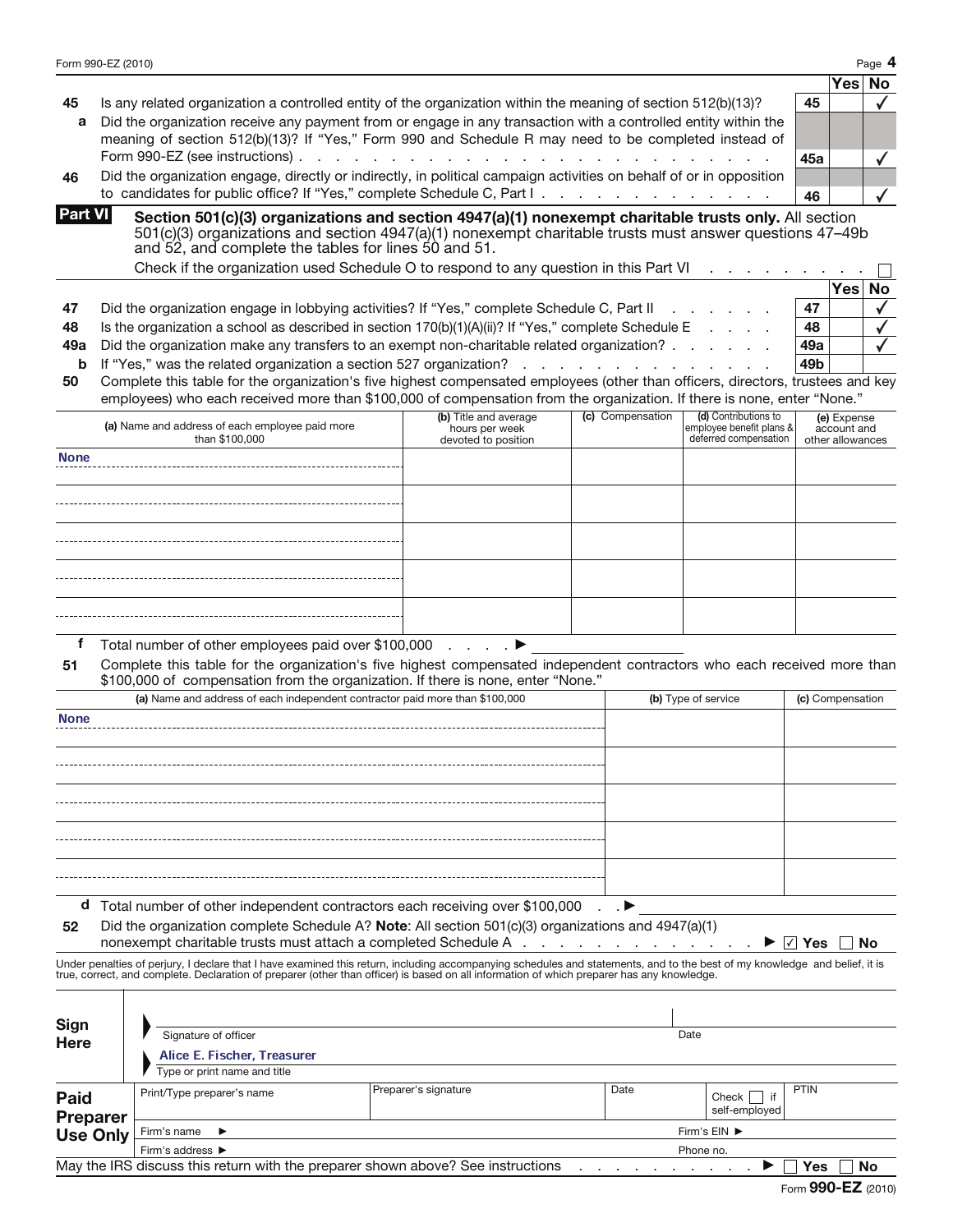| | | | Yes | No |
|---|---|---|---|---|
| **45** | Is any related organization a controlled entity of the organization within the meaning of section 512(b)(13)? | 45 | | ✓ |
| **a** | Did the organization receive any payment from or engage in any transaction with a controlled entity within the meaning of section 512(b)(13)? If "Yes," Form 990 and Schedule R may need to be completed instead of Form 990-EZ (see instructions) | 45a | | ✓ |
| **46** | Did the organization engage, directly or indirectly, in political campaign activities on behalf of or in opposition to candidates for public office? If "Yes," complete Schedule C, Part I | 46 | | ✓ |

## Part VI — Section 501(c)(3) organizations and section 4947(a)(1) nonexempt charitable trusts only.

All section 501(c)(3) organizations and section 4947(a)(1) nonexempt charitable trusts must answer questions 47–49b and 52, and complete the tables for lines 50 and 51.

Check if the organization used Schedule O to respond to any question in this Part VI ☐

| | | | Yes | No |
|---|---|---|---|---|
| **47** | Did the organization engage in lobbying activities? If "Yes," complete Schedule C, Part II | 47 | | ✓ |
| **48** | Is the organization a school as described in section 170(b)(1)(A)(ii)? If "Yes," complete Schedule E | 48 | | ✓ |
| **49a** | Did the organization make any transfers to an exempt non-charitable related organization? | 49a | | ✓ |
| **b** | If "Yes," was the related organization a section 527 organization? | 49b | | |

**50** Complete this table for the organization's five highest compensated employees (other than officers, directors, trustees and key employees) who each received more than $100,000 of compensation from the organization. If there is none, enter "None."

| (a) Name and address of each employee paid more than $100,000 | (b) Title and average hours per week devoted to position | (c) Compensation | (d) Contributions to employee benefit plans & deferred compensation | (e) Expense account and other allowances |
|---|---|---|---|---|
| None | | | | |
| | | | | |
| | | | | |
| | | | | |
| | | | | |

**f** Total number of other employees paid over $100,000 ▶

**51** Complete this table for the organization's five highest compensated independent contractors who each received more than $100,000 of compensation from the organization. If there is none, enter "None."

| (a) Name and address of each independent contractor paid more than $100,000 | (b) Type of service | (c) Compensation |
|---|---|---|
| None | | |
| | | |
| | | |
| | | |
| | | |

**d** Total number of other independent contractors each receiving over $100,000 ▶

**52** Did the organization complete Schedule A? **Note**: All section 501(c)(3) organizations and 4947(a)(1) nonexempt charitable trusts must attach a completed Schedule A ▶ ☑ Yes ☐ No

Under penalties of perjury, I declare that I have examined this return, including accompanying schedules and statements, and to the best of my knowledge and belief, it is true, correct, and complete. Declaration of preparer (other than officer) is based on all information of which preparer has any knowledge.

**Sign Here**

Signature of officer | Date

Alice E. Fischer, Treasurer

Type or print name and title

**Paid Preparer Use Only**

| Print/Type preparer's name | Preparer's signature | Date | Check ☐ if self-employed | PTIN |
|---|---|---|---|---|
| Firm's name ▶ | | | Firm's EIN ▶ | |
| Firm's address ▶ | | | Phone no. | |

May the IRS discuss this return with the preparer shown above? See instructions ▶ ☐ Yes ☐ No

Form **990-EZ** (2010)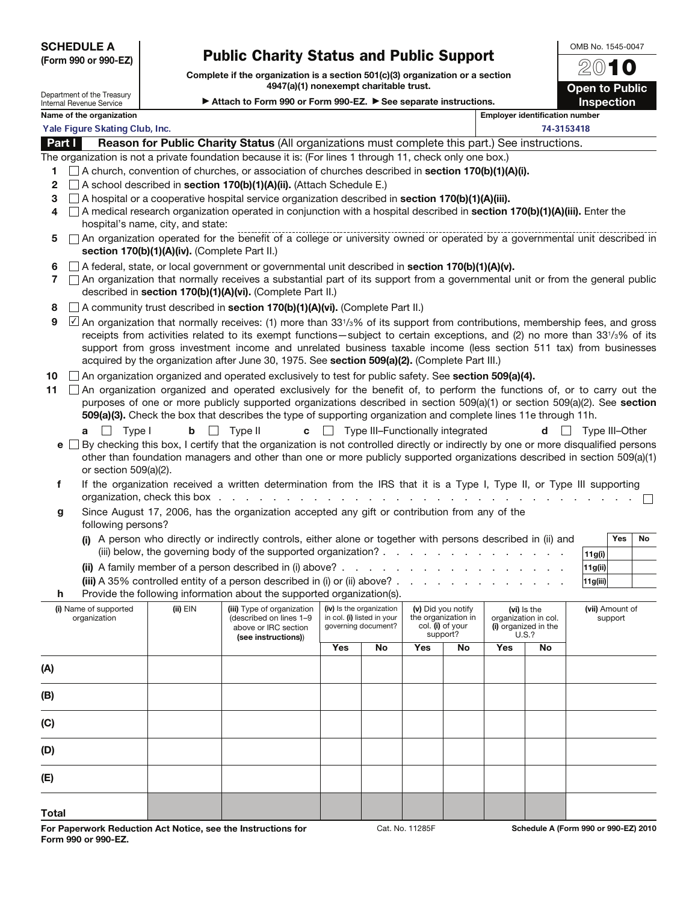**SCHEDULE A**
**(Form 990 or 990-EZ)**

Department of the Treasury
Internal Revenue Service

# Public Charity Status and Public Support

**Complete if the organization is a section 501(c)(3) organization or a section 4947(a)(1) nonexempt charitable trust.**

▶ **Attach to Form 990 or Form 990-EZ.** ▶ **See separate instructions.**

OMB No. 1545-0047

**2010**

**Open to Public Inspection**

**Name of the organization**
Yale Figure Skating Club, Inc.

**Employer identification number**
74-3153418

## Part I — Reason for Public Charity Status (All organizations must complete this part.) See instructions.

The organization is not a private foundation because it is: (For lines 1 through 11, check only one box.)

1. ☐ A church, convention of churches, or association of churches described in **section 170(b)(1)(A)(i).**
2. ☐ A school described in **section 170(b)(1)(A)(ii).** (Attach Schedule E.)
3. ☐ A hospital or a cooperative hospital service organization described in **section 170(b)(1)(A)(iii).**
4. ☐ A medical research organization operated in conjunction with a hospital described in **section 170(b)(1)(A)(iii).** Enter the hospital's name, city, and state:
5. ☐ An organization operated for the benefit of a college or university owned or operated by a governmental unit described in **section 170(b)(1)(A)(iv).** (Complete Part II.)
6. ☐ A federal, state, or local government or governmental unit described in **section 170(b)(1)(A)(v).**
7. ☐ An organization that normally receives a substantial part of its support from a governmental unit or from the general public described in **section 170(b)(1)(A)(vi).** (Complete Part II.)
8. ☐ A community trust described in **section 170(b)(1)(A)(vi).** (Complete Part II.)
9. ☑ An organization that normally receives: (1) more than 33⅓% of its support from contributions, membership fees, and gross receipts from activities related to its exempt functions—subject to certain exceptions, and (2) no more than 33⅓% of its support from gross investment income and unrelated business taxable income (less section 511 tax) from businesses acquired by the organization after June 30, 1975. See **section 509(a)(2).** (Complete Part III.)
10. ☐ An organization organized and operated exclusively to test for public safety. See **section 509(a)(4).**
11. ☐ An organization organized and operated exclusively for the benefit of, to perform the functions of, or to carry out the purposes of one or more publicly supported organizations described in section 509(a)(1) or section 509(a)(2). See **section 509(a)(3).** Check the box that describes the type of supporting organization and complete lines 11e through 11h.

   **a** ☐ Type I  **b** ☐ Type II  **c** ☐ Type III–Functionally integrated  **d** ☐ Type III–Other

   **e** ☐ By checking this box, I certify that the organization is not controlled directly or indirectly by one or more disqualified persons other than foundation managers and other than one or more publicly supported organizations described in section 509(a)(1) or section 509(a)(2).

   **f** If the organization received a written determination from the IRS that it is a Type I, Type II, or Type III supporting organization, check this box ☐

   **g** Since August 17, 2006, has the organization accepted any gift or contribution from any of the following persons?

| | | Yes | No |
|---|---|---|---|
| **(i)** A person who directly or indirectly controls, either alone or together with persons described in (ii) and (iii) below, the governing body of the supported organization? | 11g(i) | | |
| **(ii)** A family member of a person described in (i) above? | 11g(ii) | | |
| **(iii)** A 35% controlled entity of a person described in (i) or (ii) above? | 11g(iii) | | |

   **h** Provide the following information about the supported organization(s).

| | (i) Name of supported organization | (ii) EIN | (iii) Type of organization (described on lines 1–9 above or IRC section (see instructions)) | (iv) Is the organization in col. (i) listed in your governing document? Yes | No | (v) Did you notify the organization in col. (i) of your support? Yes | No | (vi) Is the organization in col. (i) organized in the U.S.? Yes | No | (vii) Amount of support |
|---|---|---|---|---|---|---|---|---|---|---|
| (A) | | | | | | | | | | |
| (B) | | | | | | | | | | |
| (C) | | | | | | | | | | |
| (D) | | | | | | | | | | |
| (E) | | | | | | | | | | |
| Total | | | | | | | | | | |

**For Paperwork Reduction Act Notice, see the Instructions for Form 990 or 990-EZ.**  Cat. No. 11285F  **Schedule A (Form 990 or 990-EZ) 2010**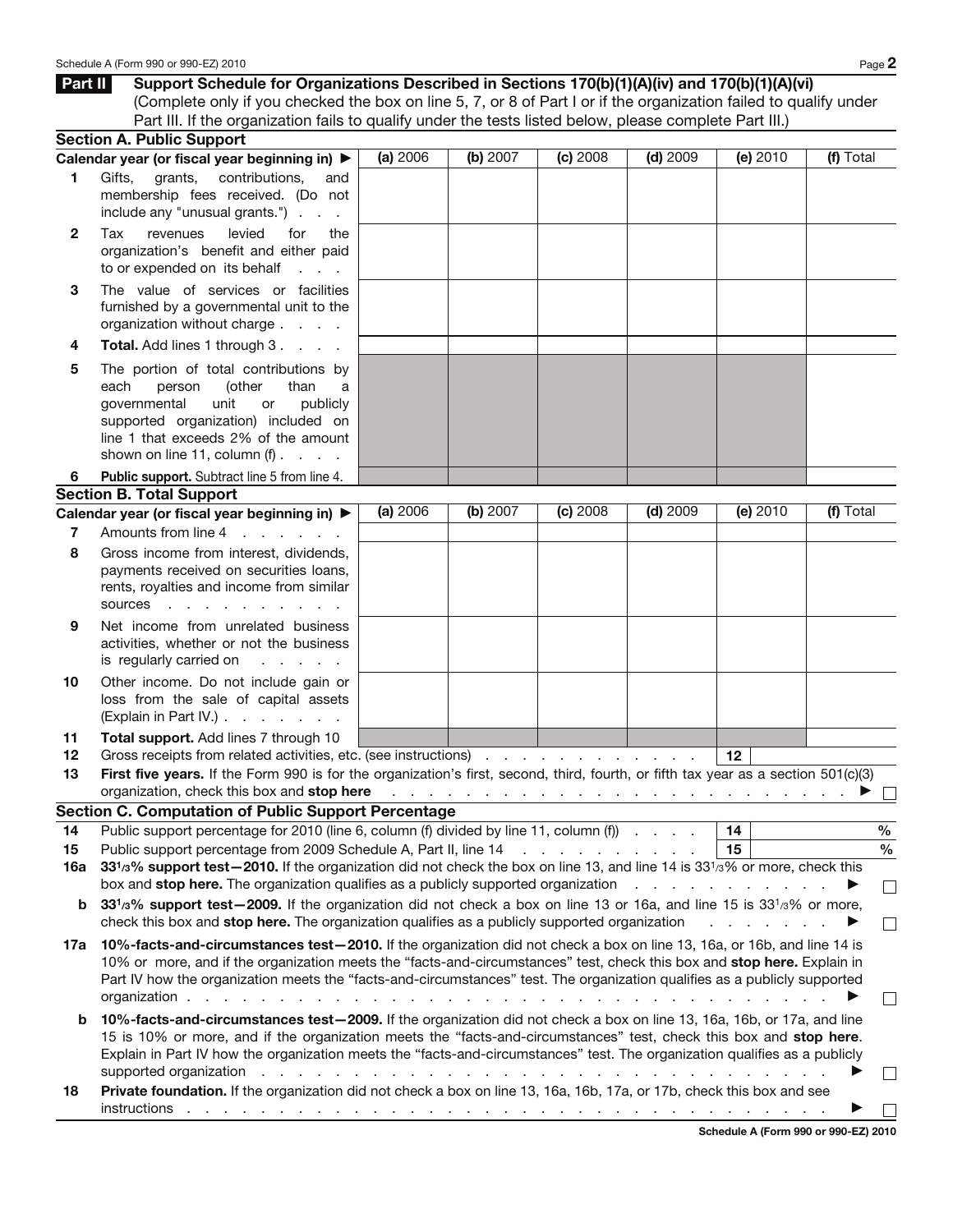**Part II** **Support Schedule for Organizations Described in Sections 170(b)(1)(A)(iv) and 170(b)(1)(A)(vi)**
(Complete only if you checked the box on line 5, 7, or 8 of Part I or if the organization failed to qualify under Part III. If the organization fails to qualify under the tests listed below, please complete Part III.)

### Section A. Public Support

| Calendar year (or fiscal year beginning in) ▶ | (a) 2006 | (b) 2007 | (c) 2008 | (d) 2009 | (e) 2010 | (f) Total |
|---|---|---|---|---|---|---|
| **1** Gifts, grants, contributions, and membership fees received. (Do not include any "unusual grants.") | | | | | | |
| **2** Tax revenues levied for the organization's benefit and either paid to or expended on its behalf | | | | | | |
| **3** The value of services or facilities furnished by a governmental unit to the organization without charge | | | | | | |
| **4** **Total.** Add lines 1 through 3 | | | | | | |
| **5** The portion of total contributions by each person (other than a governmental unit or publicly supported organization) included on line 1 that exceeds 2% of the amount shown on line 11, column (f) | | | | | | |
| **6** **Public support.** Subtract line 5 from line 4. | | | | | | |

### Section B. Total Support

| Calendar year (or fiscal year beginning in) ▶ | (a) 2006 | (b) 2007 | (c) 2008 | (d) 2009 | (e) 2010 | (f) Total |
|---|---|---|---|---|---|---|
| **7** Amounts from line 4 | | | | | | |
| **8** Gross income from interest, dividends, payments received on securities loans, rents, royalties and income from similar sources | | | | | | |
| **9** Net income from unrelated business activities, whether or not the business is regularly carried on | | | | | | |
| **10** Other income. Do not include gain or loss from the sale of capital assets (Explain in Part IV.) | | | | | | |
| **11** **Total support.** Add lines 7 through 10 | | | | | | |

**12** Gross receipts from related activities, etc. (see instructions) . . . **12** ______

**13** **First five years.** If the Form 990 is for the organization's first, second, third, fourth, or fifth tax year as a section 501(c)(3) organization, check this box and **stop here** . . . ▶ ☐

### Section C. Computation of Public Support Percentage

**14** Public support percentage for 2010 (line 6, column (f) divided by line 11, column (f)) . . . **14** ______ %

**15** Public support percentage from 2009 Schedule A, Part II, line 14 . . . **15** ______ %

**16a** **33 1/3% support test—2010.** If the organization did not check the box on line 13, and line 14 is 33 1/3% or more, check this box and **stop here.** The organization qualifies as a publicly supported organization . . . ▶ ☐

**b** **33 1/3% support test—2009.** If the organization did not check a box on line 13 or 16a, and line 15 is 33 1/3% or more, check this box and **stop here.** The organization qualifies as a publicly supported organization . . . ▶ ☐

**17a** **10%-facts-and-circumstances test—2010.** If the organization did not check a box on line 13, 16a, or 16b, and line 14 is 10% or more, and if the organization meets the "facts-and-circumstances" test, check this box and **stop here.** Explain in Part IV how the organization meets the "facts-and-circumstances" test. The organization qualifies as a publicly supported organization . . . ▶ ☐

**b** **10%-facts-and-circumstances test—2009.** If the organization did not check a box on line 13, 16a, 16b, or 17a, and line 15 is 10% or more, and if the organization meets the "facts-and-circumstances" test, check this box and **stop here**. Explain in Part IV how the organization meets the "facts-and-circumstances" test. The organization qualifies as a publicly supported organization . . . ▶ ☐

**18** **Private foundation.** If the organization did not check a box on line 13, 16a, 16b, 17a, or 17b, check this box and see instructions . . . ▶ ☐

**Schedule A (Form 990 or 990-EZ) 2010**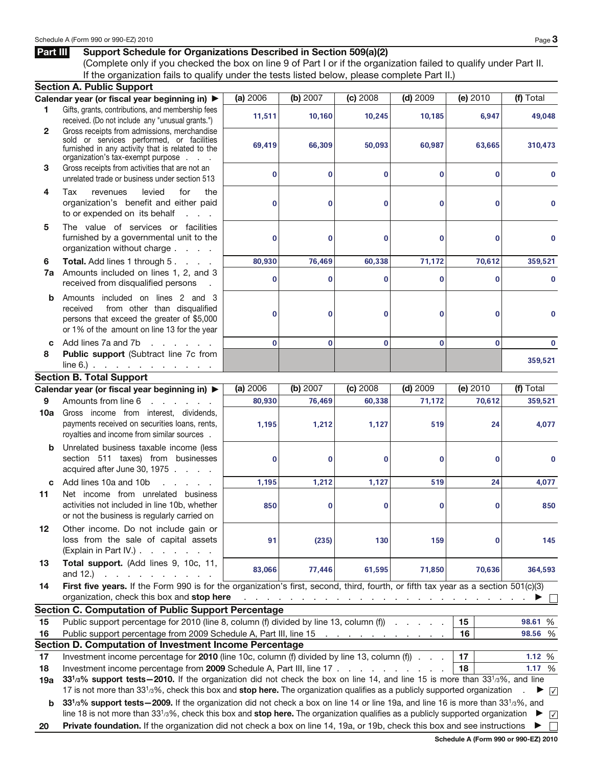## Part III Support Schedule for Organizations Described in Section 509(a)(2)

(Complete only if you checked the box on line 9 of Part I or if the organization failed to qualify under Part II. If the organization fails to qualify under the tests listed below, please complete Part II.)

### Section A. Public Support

| | Calendar year (or fiscal year beginning in) ▶ | (a) 2006 | (b) 2007 | (c) 2008 | (d) 2009 | (e) 2010 | (f) Total |
|---|---|---|---|---|---|---|---|
| 1 | Gifts, grants, contributions, and membership fees received. (Do not include any "unusual grants.") | 11,511 | 10,160 | 10,245 | 10,185 | 6,947 | 49,048 |
| 2 | Gross receipts from admissions, merchandise sold or services performed, or facilities furnished in any activity that is related to the organization's tax-exempt purpose | 69,419 | 66,309 | 50,093 | 60,987 | 63,665 | 310,473 |
| 3 | Gross receipts from activities that are not an unrelated trade or business under section 513 | 0 | 0 | 0 | 0 | 0 | 0 |
| 4 | Tax revenues levied for the organization's benefit and either paid to or expended on its behalf | 0 | 0 | 0 | 0 | 0 | 0 |
| 5 | The value of services or facilities furnished by a governmental unit to the organization without charge | 0 | 0 | 0 | 0 | 0 | 0 |
| 6 | **Total.** Add lines 1 through 5 | 80,930 | 76,469 | 60,338 | 71,172 | 70,612 | 359,521 |
| 7a | Amounts included on lines 1, 2, and 3 received from disqualified persons | 0 | 0 | 0 | 0 | 0 | 0 |
| b | Amounts included on lines 2 and 3 received from other than disqualified persons that exceed the greater of $5,000 or 1% of the amount on line 13 for the year | 0 | 0 | 0 | 0 | 0 | 0 |
| c | Add lines 7a and 7b | 0 | 0 | 0 | 0 | 0 | 0 |
| 8 | **Public support** (Subtract line 7c from line 6.) | | | | | | 359,521 |

### Section B. Total Support

| | Calendar year (or fiscal year beginning in) ▶ | (a) 2006 | (b) 2007 | (c) 2008 | (d) 2009 | (e) 2010 | (f) Total |
|---|---|---|---|---|---|---|---|
| 9 | Amounts from line 6 | 80,930 | 76,469 | 60,338 | 71,172 | 70,612 | 359,521 |
| 10a | Gross income from interest, dividends, payments received on securities loans, rents, royalties and income from similar sources | 1,195 | 1,212 | 1,127 | 519 | 24 | 4,077 |
| b | Unrelated business taxable income (less section 511 taxes) from businesses acquired after June 30, 1975 | 0 | 0 | 0 | 0 | 0 | 0 |
| c | Add lines 10a and 10b | 1,195 | 1,212 | 1,127 | 519 | 24 | 4,077 |
| 11 | Net income from unrelated business activities not included in line 10b, whether or not the business is regularly carried on | 850 | 0 | 0 | 0 | 0 | 850 |
| 12 | Other income. Do not include gain or loss from the sale of capital assets (Explain in Part IV.) | 91 | (235) | 130 | 159 | 0 | 145 |
| 13 | **Total support.** (Add lines 9, 10c, 11, and 12.) | 83,066 | 77,446 | 61,595 | 71,850 | 70,636 | 364,593 |

**14** **First five years.** If the Form 990 is for the organization's first, second, third, fourth, or fifth tax year as a section 501(c)(3) organization, check this box and **stop here** ▶ ☐

### Section C. Computation of Public Support Percentage

| | | | |
|---|---|---|---|
| 15 | Public support percentage for 2010 (line 8, column (f) divided by line 13, column (f)) | 15 | 98.61 % |
| 16 | Public support percentage from 2009 Schedule A, Part III, line 15 | 16 | 98.56 % |

### Section D. Computation of Investment Income Percentage

| | | | |
|---|---|---|---|
| 17 | Investment income percentage for **2010** (line 10c, column (f) divided by line 13, column (f)) | 17 | 1.12 % |
| 18 | Investment income percentage from **2009** Schedule A, Part III, line 17 | 18 | 1.17 % |

**19a** **33⅓% support tests—2010.** If the organization did not check the box on line 14, and line 15 is more than 33⅓%, and line 17 is not more than 33⅓%, check this box and **stop here.** The organization qualifies as a publicly supported organization ▶ ☑

**b** **33⅓% support tests—2009.** If the organization did not check a box on line 14 or line 19a, and line 16 is more than 33⅓%, and line 18 is not more than 33⅓%, check this box and **stop here.** The organization qualifies as a publicly supported organization ▶ ☑

**20** **Private foundation.** If the organization did not check a box on line 14, 19a, or 19b, check this box and see instructions ▶ ☐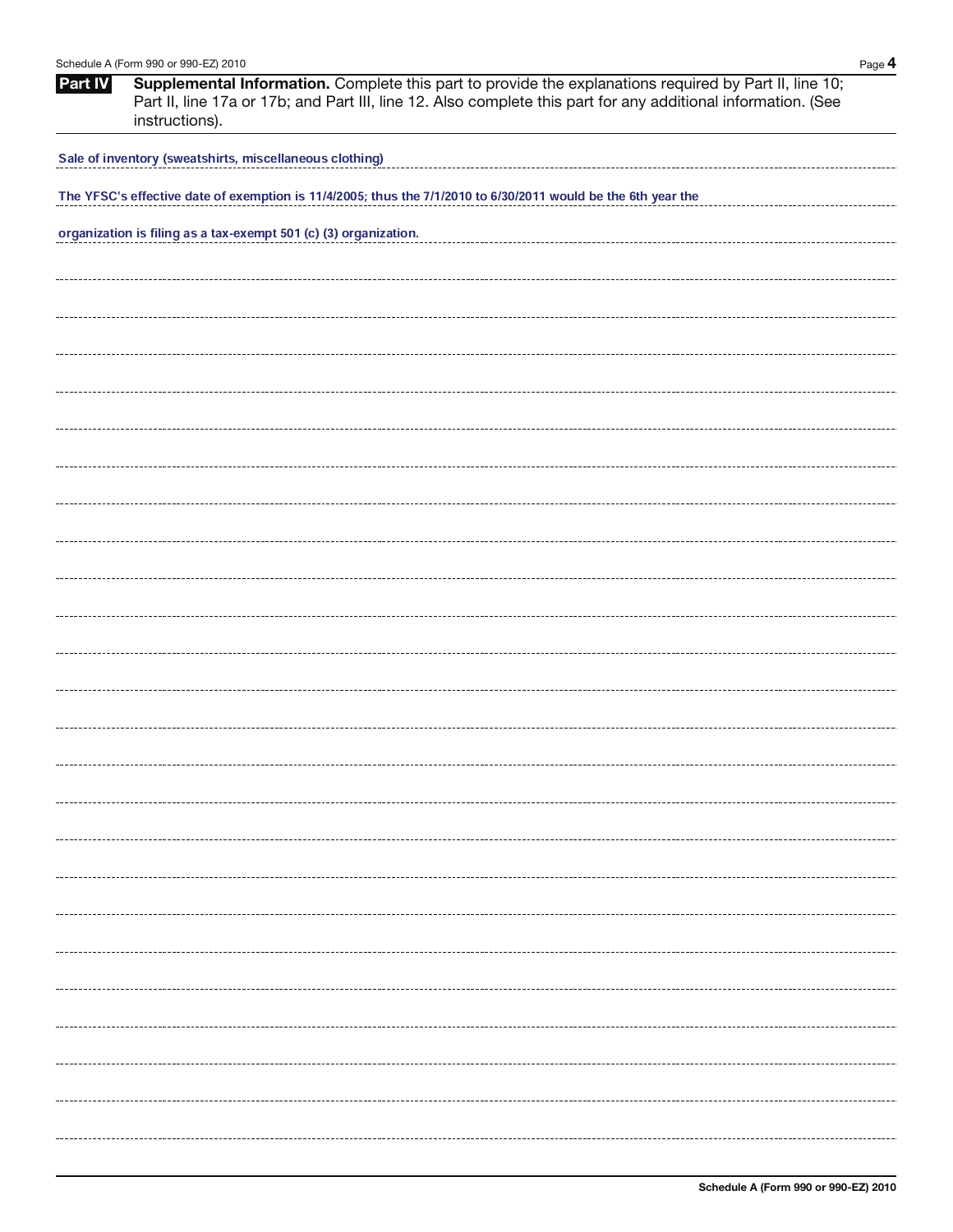## Part IV Supplemental Information.

Complete this part to provide the explanations required by Part II, line 10; Part II, line 17a or 17b; and Part III, line 12. Also complete this part for any additional information. (See instructions).

Sale of inventory (sweatshirts, miscellaneous clothing)

The YFSC's effective date of exemption is 11/4/2005; thus the 7/1/2010 to 6/30/2011 would be the 6th year the organization is filing as a tax-exempt 501 (c) (3) organization.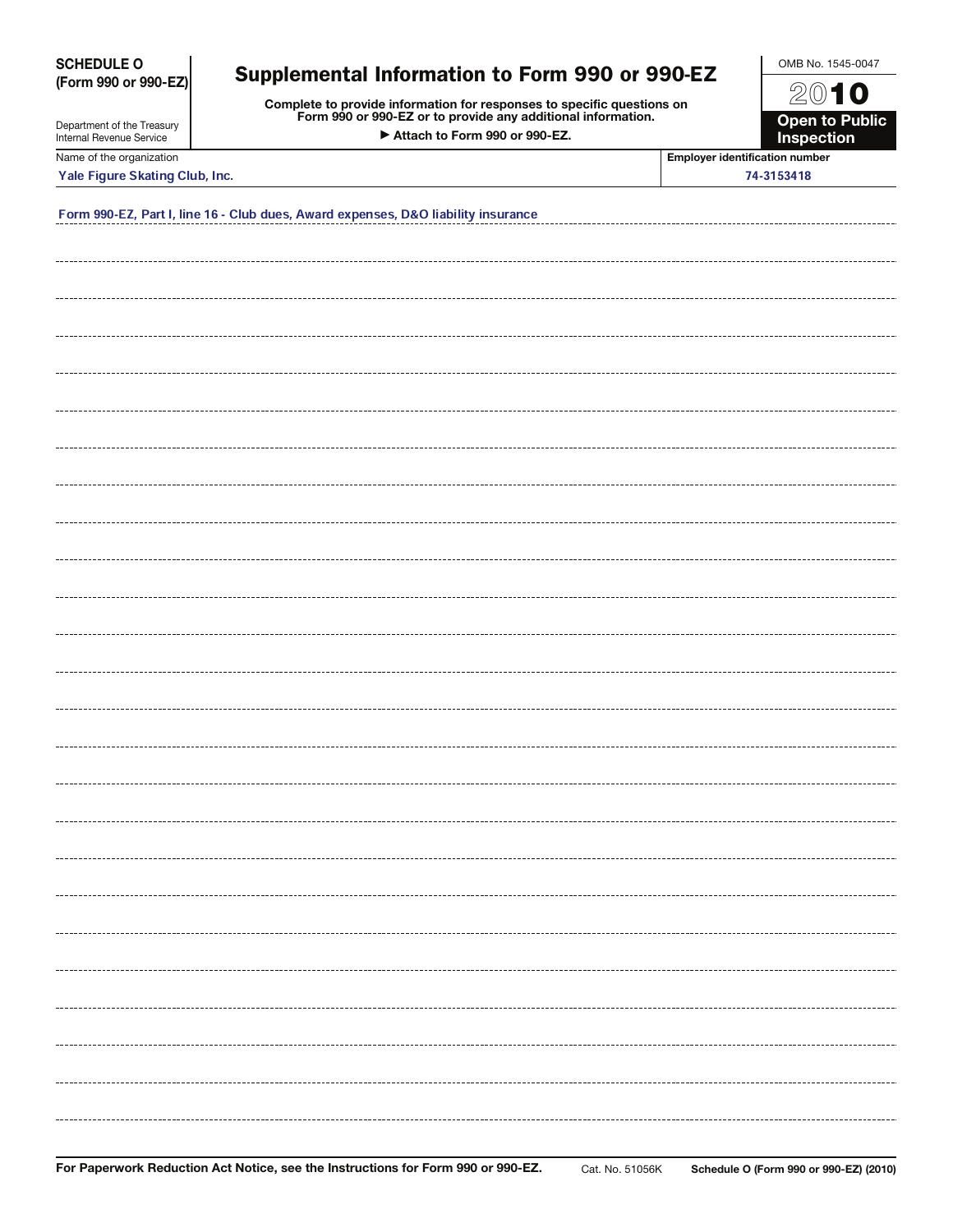**SCHEDULE O (Form 990 or 990-EZ)**

Department of the Treasury
Internal Revenue Service

# Supplemental Information to Form 990 or 990-EZ

**Complete to provide information for responses to specific questions on Form 990 or 990-EZ or to provide any additional information.**

**▶ Attach to Form 990 or 990-EZ.**

OMB No. 1545-0047

**2010**

**Open to Public Inspection**

| Name of the organization | Employer identification number |
|---|---|
| Yale Figure Skating Club, Inc. | 74-3153418 |

Form 990-EZ, Part I, line 16 - Club dues, Award expenses, D&O liability insurance

**For Paperwork Reduction Act Notice, see the Instructions for Form 990 or 990-EZ.** Cat. No. 51056K **Schedule O (Form 990 or 990-EZ) (2010)**